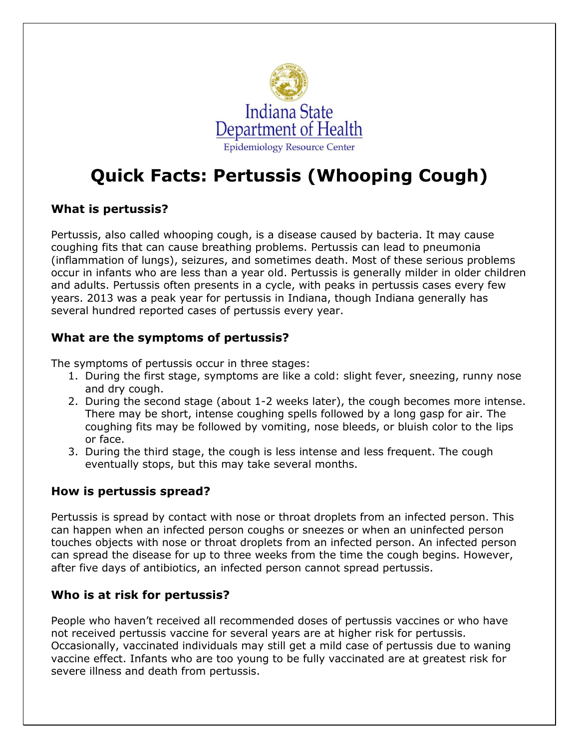Indiana State Department of Health

Epidemiology Resource Center

# Quick Facts: Pertussis (Whooping Cough)

### What is pertussis?

Pertussis, also called whooping cough, is a disease caused by bacteria. It may cause coughing fits that can cause breathing problems. Pertussis can lead to pneumonia (inflammation of lungs), seizures, and sometimes death. Most of these serious problems occur in infants who are less than a year old. Pertussis is generally milder in older children and adults. Pertussis often presents in a cycle, with peaks in pertussis cases every few years. 2013 was a peak year for pertussis in Indiana, though Indiana generally has several hundred reported cases of pertussis every year.

### What are the symptoms of pertussis?

The symptoms of pertussis occur in three stages:

1. During the first stage, symptoms are like a cold: slight fever, sneezing, runny nose and dry cough.
2. During the second stage (about 1-2 weeks later), the cough becomes more intense. There may be short, intense coughing spells followed by a long gasp for air. The coughing fits may be followed by vomiting, nose bleeds, or bluish color to the lips or face.
3. During the third stage, the cough is less intense and less frequent. The cough eventually stops, but this may take several months.

### How is pertussis spread?

Pertussis is spread by contact with nose or throat droplets from an infected person. This can happen when an infected person coughs or sneezes or when an uninfected person touches objects with nose or throat droplets from an infected person. An infected person can spread the disease for up to three weeks from the time the cough begins. However, after five days of antibiotics, an infected person cannot spread pertussis.

### Who is at risk for pertussis?

People who haven't received all recommended doses of pertussis vaccines or who have not received pertussis vaccine for several years are at higher risk for pertussis. Occasionally, vaccinated individuals may still get a mild case of pertussis due to waning vaccine effect. Infants who are too young to be fully vaccinated are at greatest risk for severe illness and death from pertussis.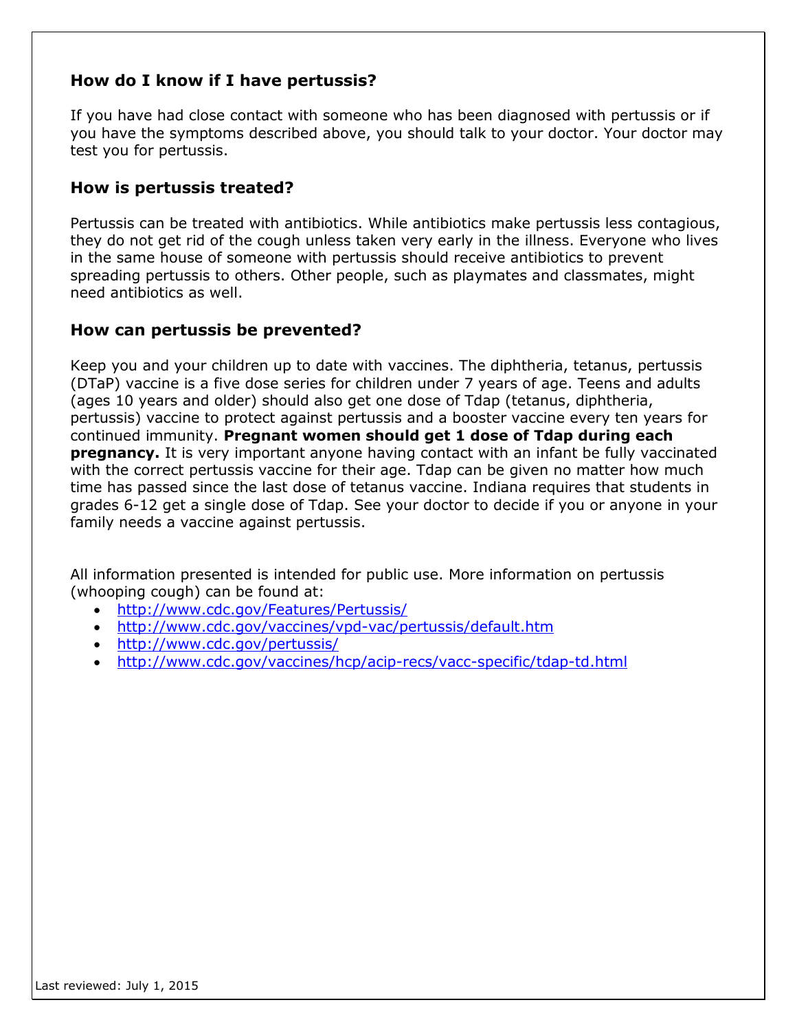### How do I know if I have pertussis?

If you have had close contact with someone who has been diagnosed with pertussis or if you have the symptoms described above, you should talk to your doctor. Your doctor may test you for pertussis.

### How is pertussis treated?

Pertussis can be treated with antibiotics. While antibiotics make pertussis less contagious, they do not get rid of the cough unless taken very early in the illness. Everyone who lives in the same house of someone with pertussis should receive antibiotics to prevent spreading pertussis to others. Other people, such as playmates and classmates, might need antibiotics as well.

### How can pertussis be prevented?

Keep you and your children up to date with vaccines. The diphtheria, tetanus, pertussis (DTaP) vaccine is a five dose series for children under 7 years of age. Teens and adults (ages 10 years and older) should also get one dose of Tdap (tetanus, diphtheria, pertussis) vaccine to protect against pertussis and a booster vaccine every ten years for continued immunity. **Pregnant women should get 1 dose of Tdap during each pregnancy.** It is very important anyone having contact with an infant be fully vaccinated with the correct pertussis vaccine for their age. Tdap can be given no matter how much time has passed since the last dose of tetanus vaccine. Indiana requires that students in grades 6-12 get a single dose of Tdap. See your doctor to decide if you or anyone in your family needs a vaccine against pertussis.

All information presented is intended for public use. More information on pertussis (whooping cough) can be found at:

- http://www.cdc.gov/Features/Pertussis/
- http://www.cdc.gov/vaccines/vpd-vac/pertussis/default.htm
- http://www.cdc.gov/pertussis/
- http://www.cdc.gov/vaccines/hcp/acip-recs/vacc-specific/tdap-td.html

Last reviewed: July 1, 2015